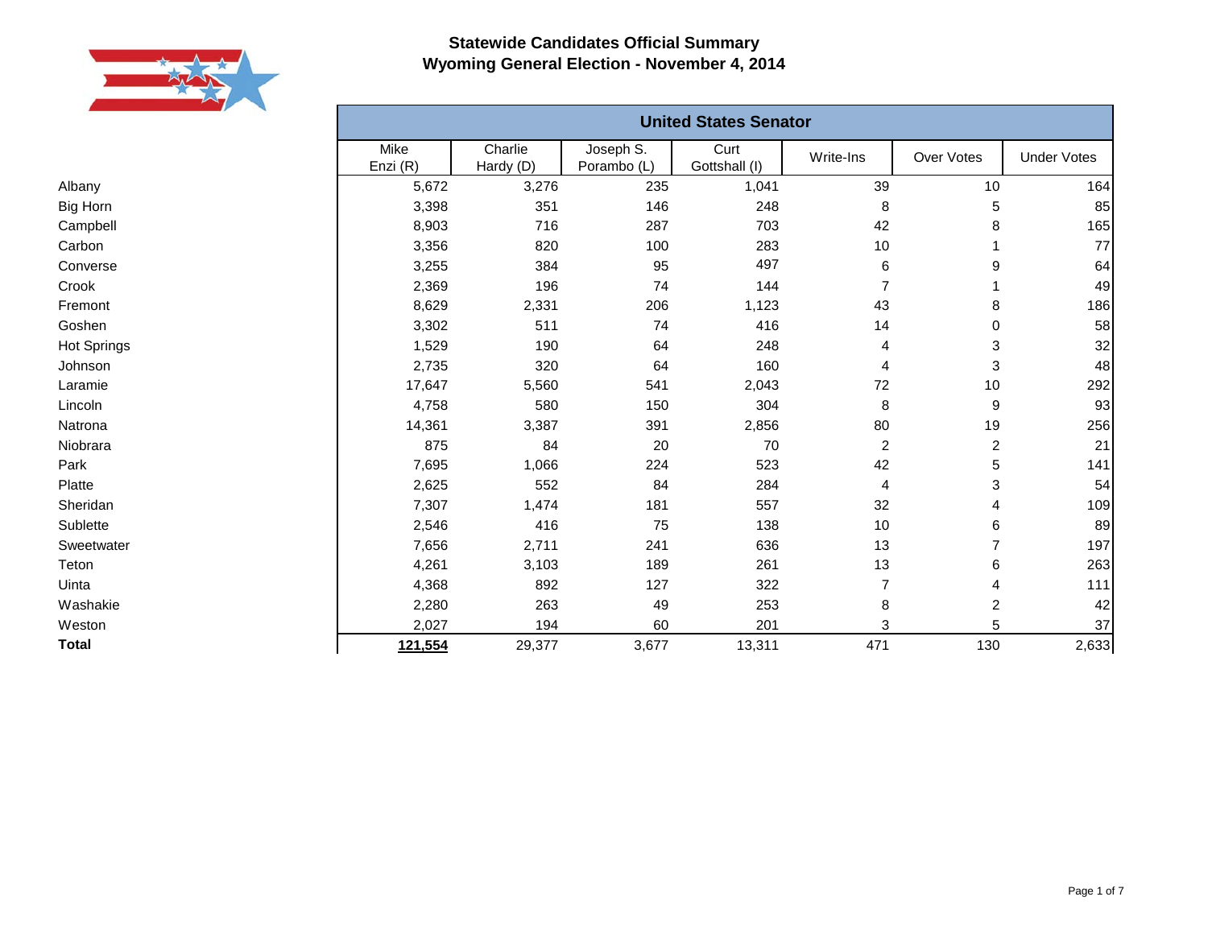# Statewide Candidates Official Summary
## Wyoming General Election - November 4, 2014

| | United States Senator | | | | | | |
|---|---|---|---|---|---|---|---|
| | Mike Enzi (R) | Charlie Hardy (D) | Joseph S. Porambo (L) | Curt Gottshall (I) | Write-Ins | Over Votes | Under Votes |
| Albany | 5,672 | 3,276 | 235 | 1,041 | 39 | 10 | 164 |
| Big Horn | 3,398 | 351 | 146 | 248 | 8 | 5 | 85 |
| Campbell | 8,903 | 716 | 287 | 703 | 42 | 8 | 165 |
| Carbon | 3,356 | 820 | 100 | 283 | 10 | 1 | 77 |
| Converse | 3,255 | 384 | 95 | 497 | 6 | 9 | 64 |
| Crook | 2,369 | 196 | 74 | 144 | 7 | 1 | 49 |
| Fremont | 8,629 | 2,331 | 206 | 1,123 | 43 | 8 | 186 |
| Goshen | 3,302 | 511 | 74 | 416 | 14 | 0 | 58 |
| Hot Springs | 1,529 | 190 | 64 | 248 | 4 | 3 | 32 |
| Johnson | 2,735 | 320 | 64 | 160 | 4 | 3 | 48 |
| Laramie | 17,647 | 5,560 | 541 | 2,043 | 72 | 10 | 292 |
| Lincoln | 4,758 | 580 | 150 | 304 | 8 | 9 | 93 |
| Natrona | 14,361 | 3,387 | 391 | 2,856 | 80 | 19 | 256 |
| Niobrara | 875 | 84 | 20 | 70 | 2 | 2 | 21 |
| Park | 7,695 | 1,066 | 224 | 523 | 42 | 5 | 141 |
| Platte | 2,625 | 552 | 84 | 284 | 4 | 3 | 54 |
| Sheridan | 7,307 | 1,474 | 181 | 557 | 32 | 4 | 109 |
| Sublette | 2,546 | 416 | 75 | 138 | 10 | 6 | 89 |
| Sweetwater | 7,656 | 2,711 | 241 | 636 | 13 | 7 | 197 |
| Teton | 4,261 | 3,103 | 189 | 261 | 13 | 6 | 263 |
| Uinta | 4,368 | 892 | 127 | 322 | 7 | 4 | 111 |
| Washakie | 2,280 | 263 | 49 | 253 | 8 | 2 | 42 |
| Weston | 2,027 | 194 | 60 | 201 | 3 | 5 | 37 |
| **Total** | **121,554** | 29,377 | 3,677 | 13,311 | 471 | 130 | 2,633 |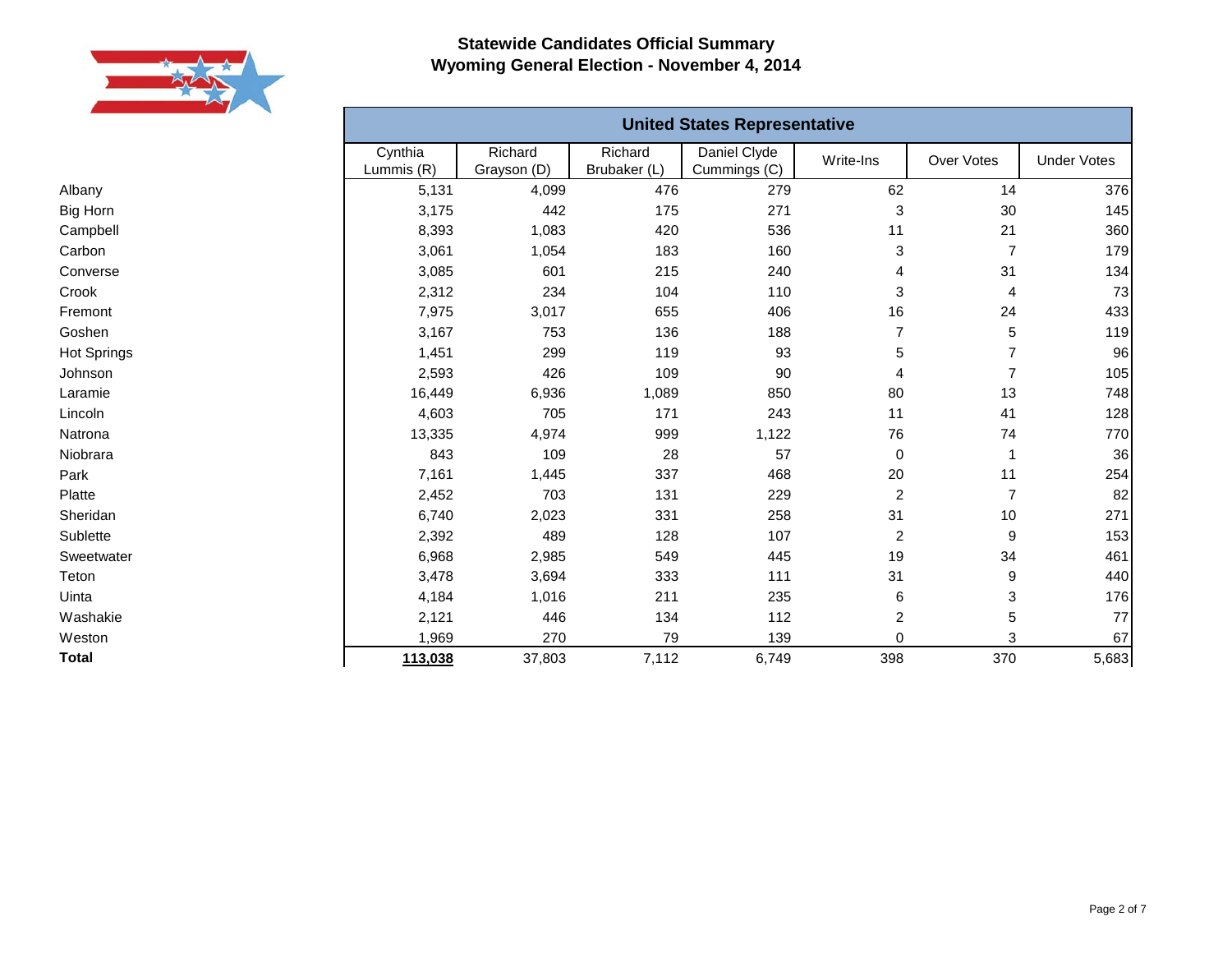# Statewide Candidates Official Summary
## Wyoming General Election - November 4, 2014

| | United States Representative | | | | | | |
|---|---|---|---|---|---|---|---|
| | Cynthia Lummis (R) | Richard Grayson (D) | Richard Brubaker (L) | Daniel Clyde Cummings (C) | Write-Ins | Over Votes | Under Votes |
| Albany | 5,131 | 4,099 | 476 | 279 | 62 | 14 | 376 |
| Big Horn | 3,175 | 442 | 175 | 271 | 3 | 30 | 145 |
| Campbell | 8,393 | 1,083 | 420 | 536 | 11 | 21 | 360 |
| Carbon | 3,061 | 1,054 | 183 | 160 | 3 | 7 | 179 |
| Converse | 3,085 | 601 | 215 | 240 | 4 | 31 | 134 |
| Crook | 2,312 | 234 | 104 | 110 | 3 | 4 | 73 |
| Fremont | 7,975 | 3,017 | 655 | 406 | 16 | 24 | 433 |
| Goshen | 3,167 | 753 | 136 | 188 | 7 | 5 | 119 |
| Hot Springs | 1,451 | 299 | 119 | 93 | 5 | 7 | 96 |
| Johnson | 2,593 | 426 | 109 | 90 | 4 | 7 | 105 |
| Laramie | 16,449 | 6,936 | 1,089 | 850 | 80 | 13 | 748 |
| Lincoln | 4,603 | 705 | 171 | 243 | 11 | 41 | 128 |
| Natrona | 13,335 | 4,974 | 999 | 1,122 | 76 | 74 | 770 |
| Niobrara | 843 | 109 | 28 | 57 | 0 | 1 | 36 |
| Park | 7,161 | 1,445 | 337 | 468 | 20 | 11 | 254 |
| Platte | 2,452 | 703 | 131 | 229 | 2 | 7 | 82 |
| Sheridan | 6,740 | 2,023 | 331 | 258 | 31 | 10 | 271 |
| Sublette | 2,392 | 489 | 128 | 107 | 2 | 9 | 153 |
| Sweetwater | 6,968 | 2,985 | 549 | 445 | 19 | 34 | 461 |
| Teton | 3,478 | 3,694 | 333 | 111 | 31 | 9 | 440 |
| Uinta | 4,184 | 1,016 | 211 | 235 | 6 | 3 | 176 |
| Washakie | 2,121 | 446 | 134 | 112 | 2 | 5 | 77 |
| Weston | 1,969 | 270 | 79 | 139 | 0 | 3 | 67 |
| **Total** | **113,038** | 37,803 | 7,112 | 6,749 | 398 | 370 | 5,683 |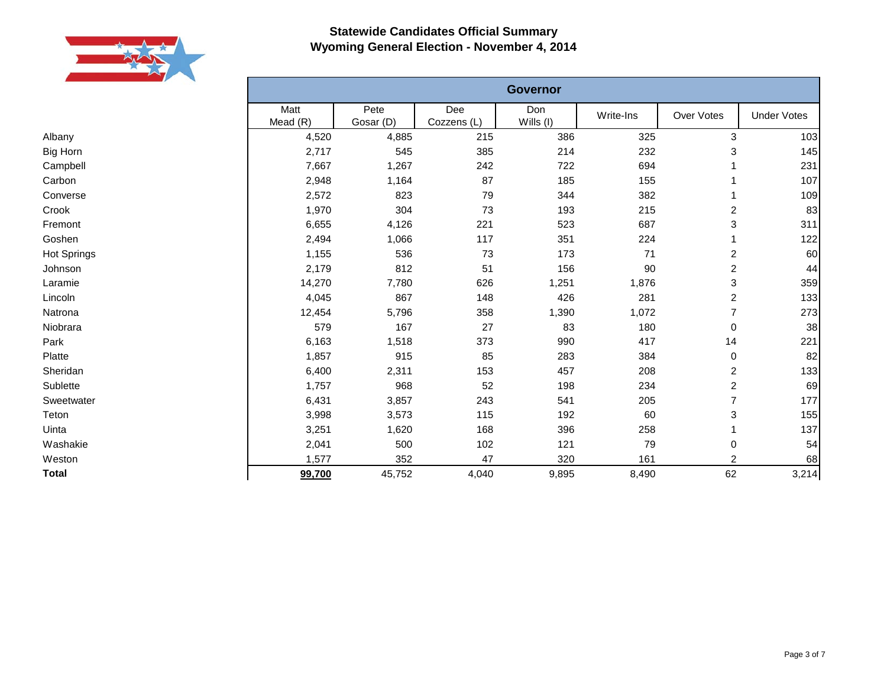# Statewide Candidates Official Summary
## Wyoming General Election - November 4, 2014

| | Governor | | | | | | |
|---|---|---|---|---|---|---|---|
| | Matt Mead (R) | Pete Gosar (D) | Dee Cozzens (L) | Don Wills (I) | Write-Ins | Over Votes | Under Votes |
| Albany | 4,520 | 4,885 | 215 | 386 | 325 | 3 | 103 |
| Big Horn | 2,717 | 545 | 385 | 214 | 232 | 3 | 145 |
| Campbell | 7,667 | 1,267 | 242 | 722 | 694 | 1 | 231 |
| Carbon | 2,948 | 1,164 | 87 | 185 | 155 | 1 | 107 |
| Converse | 2,572 | 823 | 79 | 344 | 382 | 1 | 109 |
| Crook | 1,970 | 304 | 73 | 193 | 215 | 2 | 83 |
| Fremont | 6,655 | 4,126 | 221 | 523 | 687 | 3 | 311 |
| Goshen | 2,494 | 1,066 | 117 | 351 | 224 | 1 | 122 |
| Hot Springs | 1,155 | 536 | 73 | 173 | 71 | 2 | 60 |
| Johnson | 2,179 | 812 | 51 | 156 | 90 | 2 | 44 |
| Laramie | 14,270 | 7,780 | 626 | 1,251 | 1,876 | 3 | 359 |
| Lincoln | 4,045 | 867 | 148 | 426 | 281 | 2 | 133 |
| Natrona | 12,454 | 5,796 | 358 | 1,390 | 1,072 | 7 | 273 |
| Niobrara | 579 | 167 | 27 | 83 | 180 | 0 | 38 |
| Park | 6,163 | 1,518 | 373 | 990 | 417 | 14 | 221 |
| Platte | 1,857 | 915 | 85 | 283 | 384 | 0 | 82 |
| Sheridan | 6,400 | 2,311 | 153 | 457 | 208 | 2 | 133 |
| Sublette | 1,757 | 968 | 52 | 198 | 234 | 2 | 69 |
| Sweetwater | 6,431 | 3,857 | 243 | 541 | 205 | 7 | 177 |
| Teton | 3,998 | 3,573 | 115 | 192 | 60 | 3 | 155 |
| Uinta | 3,251 | 1,620 | 168 | 396 | 258 | 1 | 137 |
| Washakie | 2,041 | 500 | 102 | 121 | 79 | 0 | 54 |
| Weston | 1,577 | 352 | 47 | 320 | 161 | 2 | 68 |
| **Total** | **99,700** | 45,752 | 4,040 | 9,895 | 8,490 | 62 | 3,214 |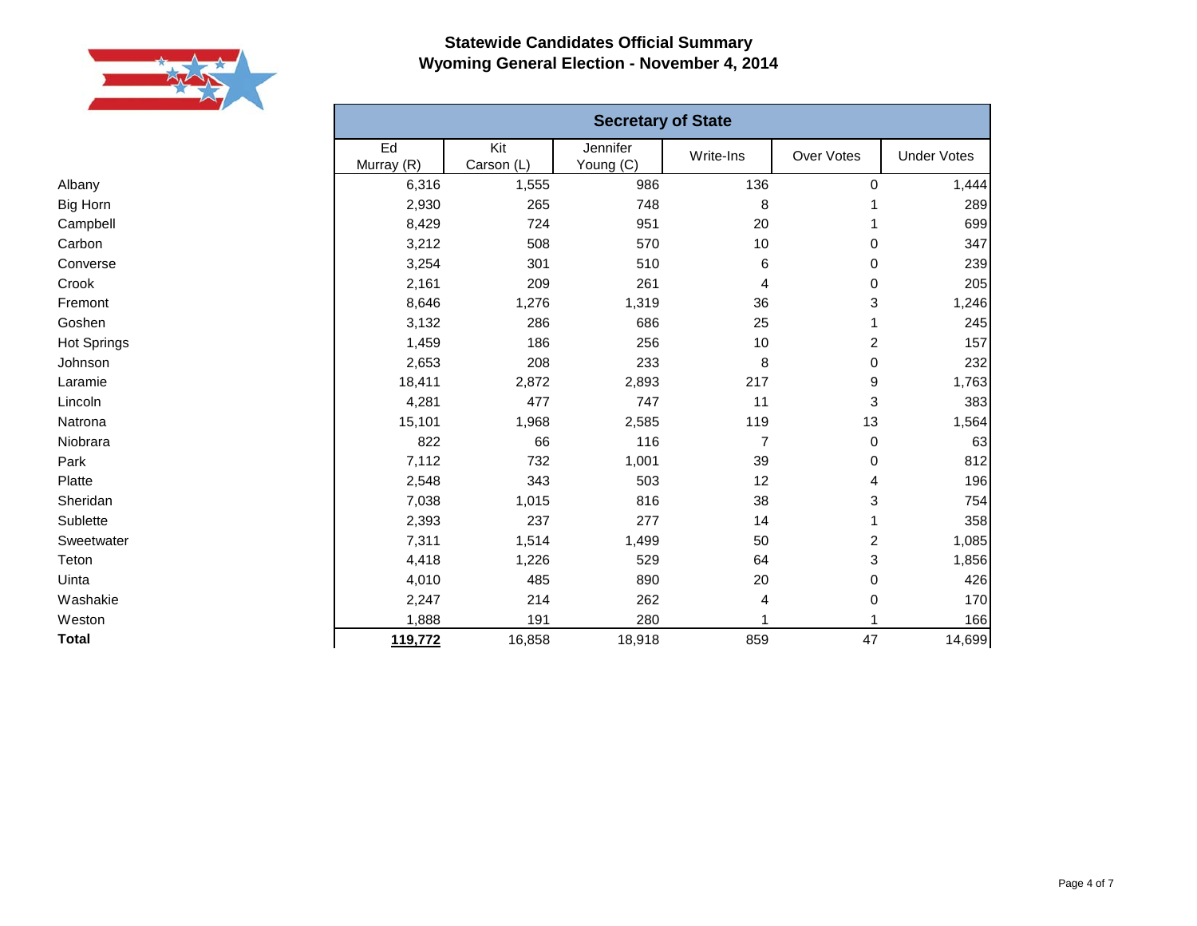## Statewide Candidates Official Summary
## Wyoming General Election - November 4, 2014

| | Secretary of State | | | | | |
|---|---|---|---|---|---|---|
| | Ed Murray (R) | Kit Carson (L) | Jennifer Young (C) | Write-Ins | Over Votes | Under Votes |
| Albany | 6,316 | 1,555 | 986 | 136 | 0 | 1,444 |
| Big Horn | 2,930 | 265 | 748 | 8 | 1 | 289 |
| Campbell | 8,429 | 724 | 951 | 20 | 1 | 699 |
| Carbon | 3,212 | 508 | 570 | 10 | 0 | 347 |
| Converse | 3,254 | 301 | 510 | 6 | 0 | 239 |
| Crook | 2,161 | 209 | 261 | 4 | 0 | 205 |
| Fremont | 8,646 | 1,276 | 1,319 | 36 | 3 | 1,246 |
| Goshen | 3,132 | 286 | 686 | 25 | 1 | 245 |
| Hot Springs | 1,459 | 186 | 256 | 10 | 2 | 157 |
| Johnson | 2,653 | 208 | 233 | 8 | 0 | 232 |
| Laramie | 18,411 | 2,872 | 2,893 | 217 | 9 | 1,763 |
| Lincoln | 4,281 | 477 | 747 | 11 | 3 | 383 |
| Natrona | 15,101 | 1,968 | 2,585 | 119 | 13 | 1,564 |
| Niobrara | 822 | 66 | 116 | 7 | 0 | 63 |
| Park | 7,112 | 732 | 1,001 | 39 | 0 | 812 |
| Platte | 2,548 | 343 | 503 | 12 | 4 | 196 |
| Sheridan | 7,038 | 1,015 | 816 | 38 | 3 | 754 |
| Sublette | 2,393 | 237 | 277 | 14 | 1 | 358 |
| Sweetwater | 7,311 | 1,514 | 1,499 | 50 | 2 | 1,085 |
| Teton | 4,418 | 1,226 | 529 | 64 | 3 | 1,856 |
| Uinta | 4,010 | 485 | 890 | 20 | 0 | 426 |
| Washakie | 2,247 | 214 | 262 | 4 | 0 | 170 |
| Weston | 1,888 | 191 | 280 | 1 | 1 | 166 |
| **Total** | **119,772** | 16,858 | 18,918 | 859 | 47 | 14,699 |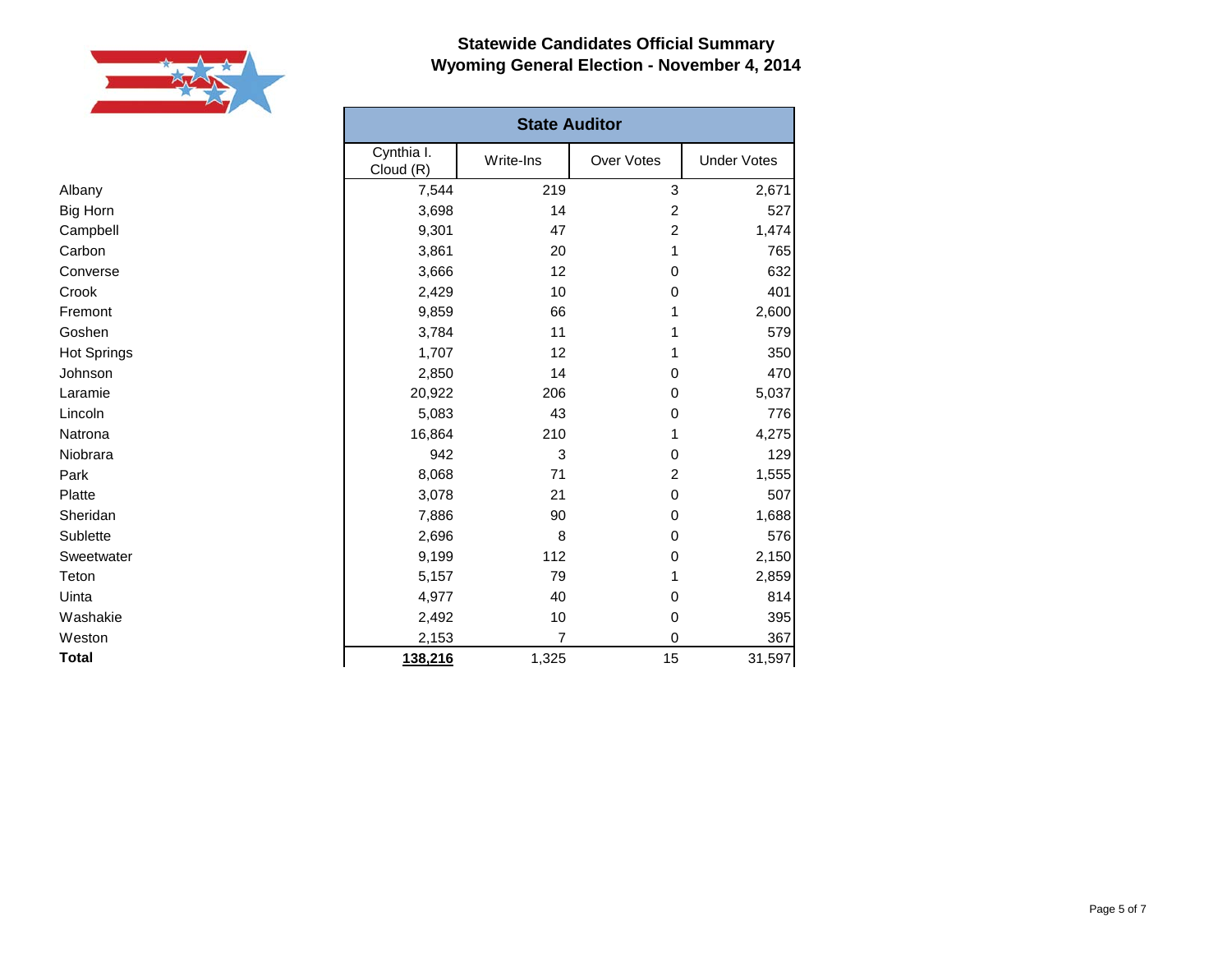# Statewide Candidates Official Summary
## Wyoming General Election - November 4, 2014

| | State Auditor | | | |
|---|---|---|---|---|
| | Cynthia I. Cloud (R) | Write-Ins | Over Votes | Under Votes |
| Albany | 7,544 | 219 | 3 | 2,671 |
| Big Horn | 3,698 | 14 | 2 | 527 |
| Campbell | 9,301 | 47 | 2 | 1,474 |
| Carbon | 3,861 | 20 | 1 | 765 |
| Converse | 3,666 | 12 | 0 | 632 |
| Crook | 2,429 | 10 | 0 | 401 |
| Fremont | 9,859 | 66 | 1 | 2,600 |
| Goshen | 3,784 | 11 | 1 | 579 |
| Hot Springs | 1,707 | 12 | 1 | 350 |
| Johnson | 2,850 | 14 | 0 | 470 |
| Laramie | 20,922 | 206 | 0 | 5,037 |
| Lincoln | 5,083 | 43 | 0 | 776 |
| Natrona | 16,864 | 210 | 1 | 4,275 |
| Niobrara | 942 | 3 | 0 | 129 |
| Park | 8,068 | 71 | 2 | 1,555 |
| Platte | 3,078 | 21 | 0 | 507 |
| Sheridan | 7,886 | 90 | 0 | 1,688 |
| Sublette | 2,696 | 8 | 0 | 576 |
| Sweetwater | 9,199 | 112 | 0 | 2,150 |
| Teton | 5,157 | 79 | 1 | 2,859 |
| Uinta | 4,977 | 40 | 0 | 814 |
| Washakie | 2,492 | 10 | 0 | 395 |
| Weston | 2,153 | 7 | 0 | 367 |
| **Total** | **138,216** | 1,325 | 15 | 31,597 |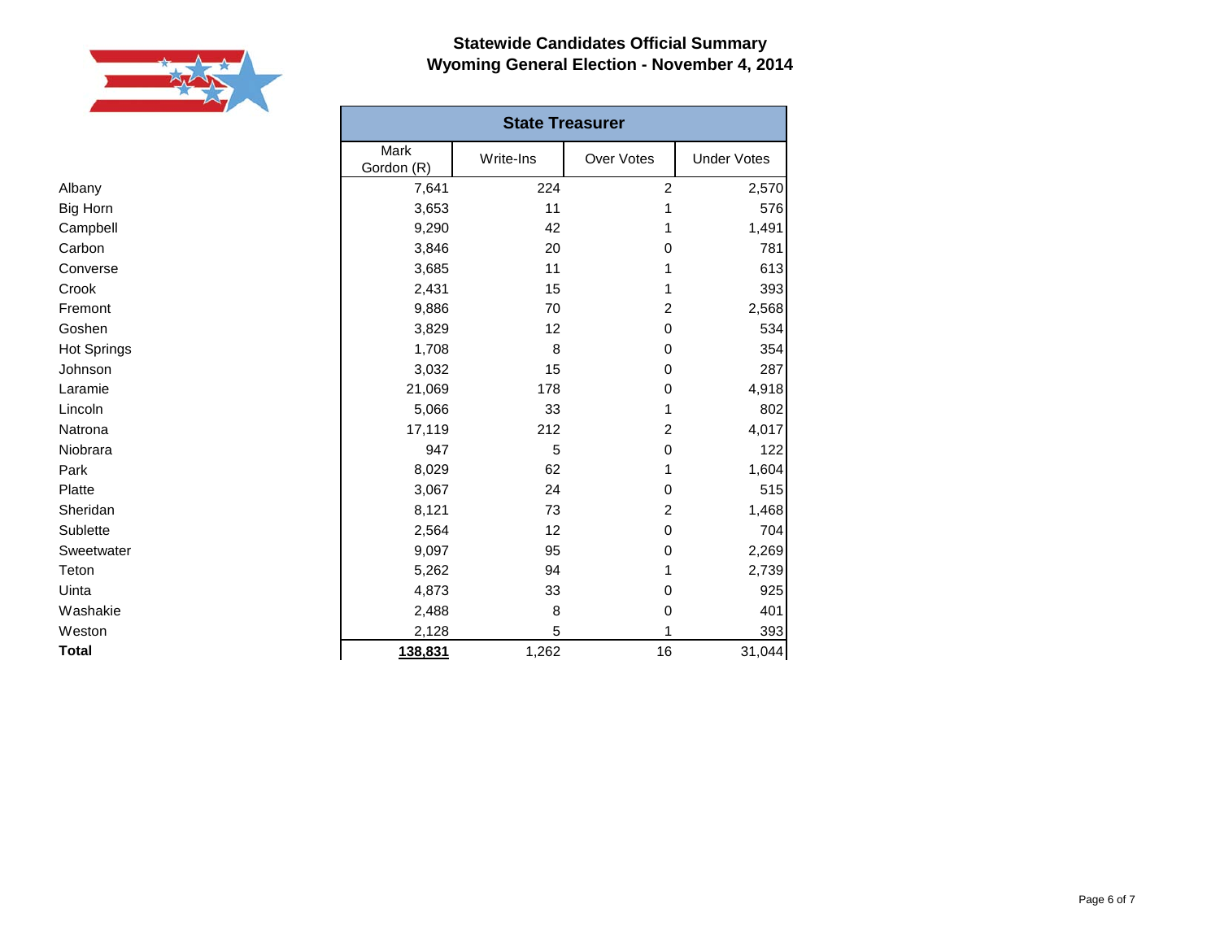# Statewide Candidates Official Summary
# Wyoming General Election - November 4, 2014

| | State Treasurer | | | |
|---|---|---|---|---|
| | Mark Gordon (R) | Write-Ins | Over Votes | Under Votes |
| Albany | 7,641 | 224 | 2 | 2,570 |
| Big Horn | 3,653 | 11 | 1 | 576 |
| Campbell | 9,290 | 42 | 1 | 1,491 |
| Carbon | 3,846 | 20 | 0 | 781 |
| Converse | 3,685 | 11 | 1 | 613 |
| Crook | 2,431 | 15 | 1 | 393 |
| Fremont | 9,886 | 70 | 2 | 2,568 |
| Goshen | 3,829 | 12 | 0 | 534 |
| Hot Springs | 1,708 | 8 | 0 | 354 |
| Johnson | 3,032 | 15 | 0 | 287 |
| Laramie | 21,069 | 178 | 0 | 4,918 |
| Lincoln | 5,066 | 33 | 1 | 802 |
| Natrona | 17,119 | 212 | 2 | 4,017 |
| Niobrara | 947 | 5 | 0 | 122 |
| Park | 8,029 | 62 | 1 | 1,604 |
| Platte | 3,067 | 24 | 0 | 515 |
| Sheridan | 8,121 | 73 | 2 | 1,468 |
| Sublette | 2,564 | 12 | 0 | 704 |
| Sweetwater | 9,097 | 95 | 0 | 2,269 |
| Teton | 5,262 | 94 | 1 | 2,739 |
| Uinta | 4,873 | 33 | 0 | 925 |
| Washakie | 2,488 | 8 | 0 | 401 |
| Weston | 2,128 | 5 | 1 | 393 |
| **Total** | **138,831** | 1,262 | 16 | 31,044 |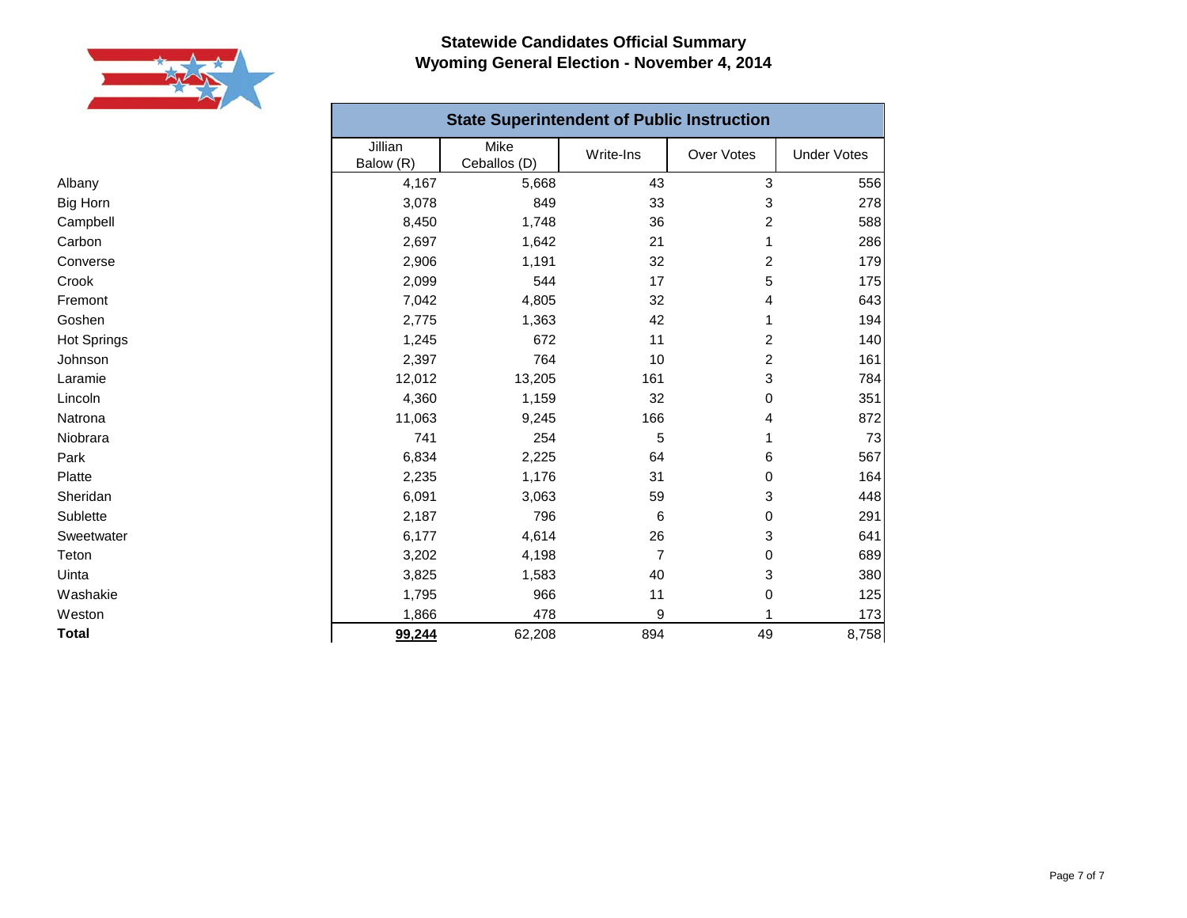# Statewide Candidates Official Summary
# Wyoming General Election - November 4, 2014

| | State Superintendent of Public Instruction | | | | |
|---|---|---|---|---|---|
| | Jillian Balow (R) | Mike Ceballos (D) | Write-Ins | Over Votes | Under Votes |
| Albany | 4,167 | 5,668 | 43 | 3 | 556 |
| Big Horn | 3,078 | 849 | 33 | 3 | 278 |
| Campbell | 8,450 | 1,748 | 36 | 2 | 588 |
| Carbon | 2,697 | 1,642 | 21 | 1 | 286 |
| Converse | 2,906 | 1,191 | 32 | 2 | 179 |
| Crook | 2,099 | 544 | 17 | 5 | 175 |
| Fremont | 7,042 | 4,805 | 32 | 4 | 643 |
| Goshen | 2,775 | 1,363 | 42 | 1 | 194 |
| Hot Springs | 1,245 | 672 | 11 | 2 | 140 |
| Johnson | 2,397 | 764 | 10 | 2 | 161 |
| Laramie | 12,012 | 13,205 | 161 | 3 | 784 |
| Lincoln | 4,360 | 1,159 | 32 | 0 | 351 |
| Natrona | 11,063 | 9,245 | 166 | 4 | 872 |
| Niobrara | 741 | 254 | 5 | 1 | 73 |
| Park | 6,834 | 2,225 | 64 | 6 | 567 |
| Platte | 2,235 | 1,176 | 31 | 0 | 164 |
| Sheridan | 6,091 | 3,063 | 59 | 3 | 448 |
| Sublette | 2,187 | 796 | 6 | 0 | 291 |
| Sweetwater | 6,177 | 4,614 | 26 | 3 | 641 |
| Teton | 3,202 | 4,198 | 7 | 0 | 689 |
| Uinta | 3,825 | 1,583 | 40 | 3 | 380 |
| Washakie | 1,795 | 966 | 11 | 0 | 125 |
| Weston | 1,866 | 478 | 9 | 1 | 173 |
| **Total** | **99,244** | 62,208 | 894 | 49 | 8,758 |